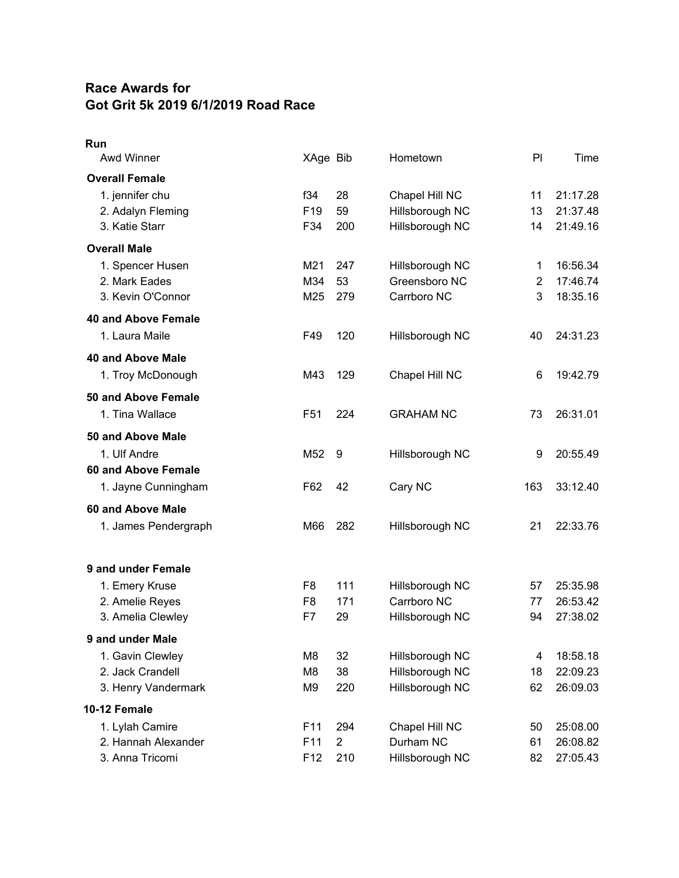## Race Awards for
## Got Grit 5k 2019 6/1/2019 Road Race

**Run**

| Awd Winner | XAge | Bib | Hometown | Pl | Time |
|---|---|---|---|---|---|
| **Overall Female** | | | | | |
| 1. jennifer chu | f34 | 28 | Chapel Hill NC | 11 | 21:17.28 |
| 2. Adalyn Fleming | F19 | 59 | Hillsborough NC | 13 | 21:37.48 |
| 3. Katie Starr | F34 | 200 | Hillsborough NC | 14 | 21:49.16 |
| **Overall Male** | | | | | |
| 1. Spencer Husen | M21 | 247 | Hillsborough NC | 1 | 16:56.34 |
| 2. Mark Eades | M34 | 53 | Greensboro NC | 2 | 17:46.74 |
| 3. Kevin O'Connor | M25 | 279 | Carrboro NC | 3 | 18:35.16 |
| **40 and Above Female** | | | | | |
| 1. Laura Maile | F49 | 120 | Hillsborough NC | 40 | 24:31.23 |
| **40 and Above Male** | | | | | |
| 1. Troy McDonough | M43 | 129 | Chapel Hill NC | 6 | 19:42.79 |
| **50 and Above Female** | | | | | |
| 1. Tina Wallace | F51 | 224 | GRAHAM NC | 73 | 26:31.01 |
| **50 and Above Male** | | | | | |
| 1. Ulf Andre | M52 | 9 | Hillsborough NC | 9 | 20:55.49 |
| **60 and Above Female** | | | | | |
| 1. Jayne Cunningham | F62 | 42 | Cary NC | 163 | 33:12.40 |
| **60 and Above Male** | | | | | |
| 1. James Pendergraph | M66 | 282 | Hillsborough NC | 21 | 22:33.76 |
| **9 and under Female** | | | | | |
| 1. Emery Kruse | F8 | 111 | Hillsborough NC | 57 | 25:35.98 |
| 2. Amelie Reyes | F8 | 171 | Carrboro NC | 77 | 26:53.42 |
| 3. Amelia Clewley | F7 | 29 | Hillsborough NC | 94 | 27:38.02 |
| **9 and under Male** | | | | | |
| 1. Gavin Clewley | M8 | 32 | Hillsborough NC | 4 | 18:58.18 |
| 2. Jack Crandell | M8 | 38 | Hillsborough NC | 18 | 22:09.23 |
| 3. Henry Vandermark | M9 | 220 | Hillsborough NC | 62 | 26:09.03 |
| **10-12 Female** | | | | | |
| 1. Lylah Camire | F11 | 294 | Chapel Hill NC | 50 | 25:08.00 |
| 2. Hannah Alexander | F11 | 2 | Durham NC | 61 | 26:08.82 |
| 3. Anna Tricomi | F12 | 210 | Hillsborough NC | 82 | 27:05.43 |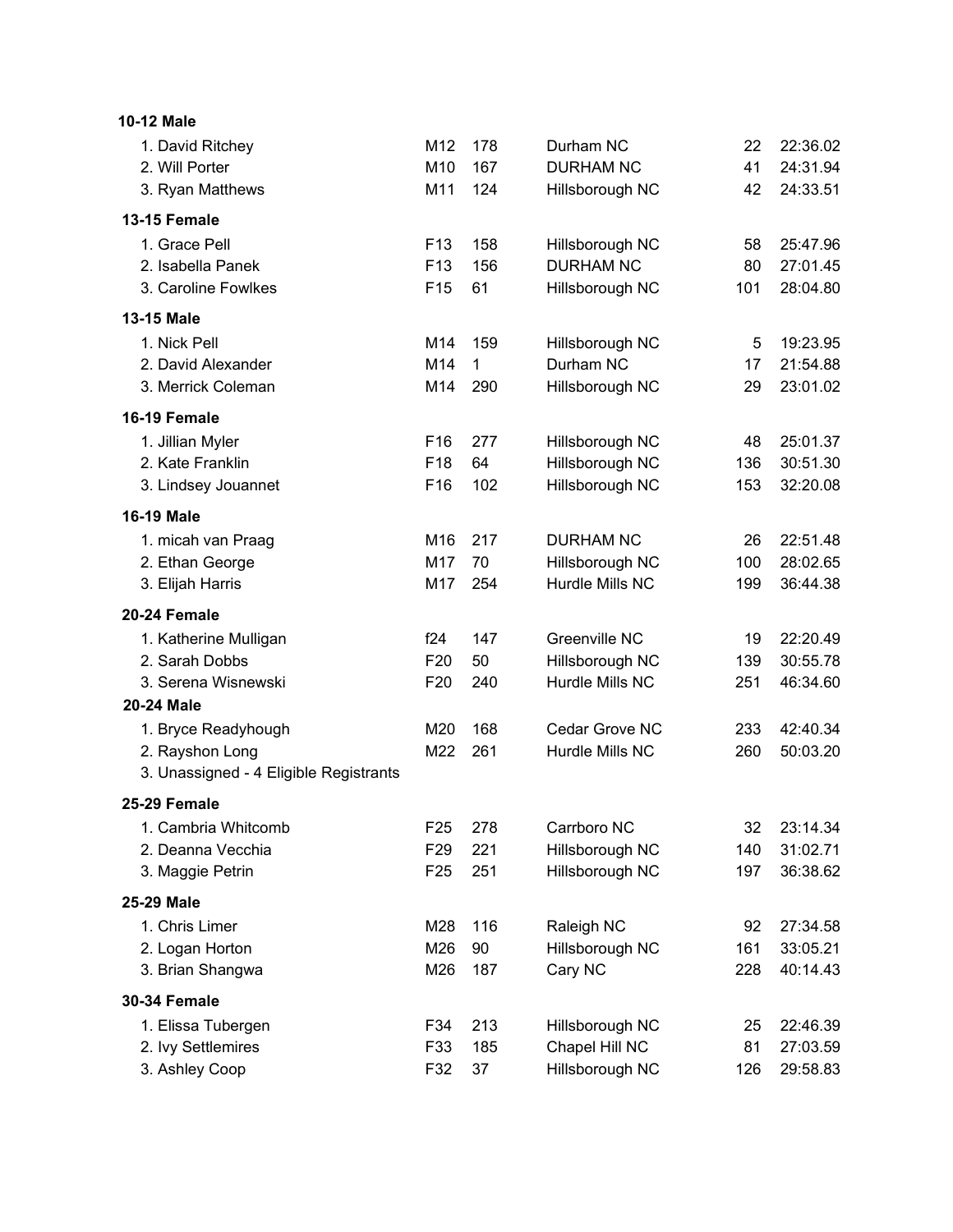**10-12 Male**

| | | | | | |
|---|---|---|---|---|---|
| 1. David Ritchey | M12 | 178 | Durham NC | 22 | 22:36.02 |
| 2. Will Porter | M10 | 167 | DURHAM NC | 41 | 24:31.94 |
| 3. Ryan Matthews | M11 | 124 | Hillsborough NC | 42 | 24:33.51 |

**13-15 Female**

| | | | | | |
|---|---|---|---|---|---|
| 1. Grace Pell | F13 | 158 | Hillsborough NC | 58 | 25:47.96 |
| 2. Isabella Panek | F13 | 156 | DURHAM NC | 80 | 27:01.45 |
| 3. Caroline Fowlkes | F15 | 61 | Hillsborough NC | 101 | 28:04.80 |

**13-15 Male**

| | | | | | |
|---|---|---|---|---|---|
| 1. Nick Pell | M14 | 159 | Hillsborough NC | 5 | 19:23.95 |
| 2. David Alexander | M14 | 1 | Durham NC | 17 | 21:54.88 |
| 3. Merrick Coleman | M14 | 290 | Hillsborough NC | 29 | 23:01.02 |

**16-19 Female**

| | | | | | |
|---|---|---|---|---|---|
| 1. Jillian Myler | F16 | 277 | Hillsborough NC | 48 | 25:01.37 |
| 2. Kate Franklin | F18 | 64 | Hillsborough NC | 136 | 30:51.30 |
| 3. Lindsey Jouannet | F16 | 102 | Hillsborough NC | 153 | 32:20.08 |

**16-19 Male**

| | | | | | |
|---|---|---|---|---|---|
| 1. micah van Praag | M16 | 217 | DURHAM NC | 26 | 22:51.48 |
| 2. Ethan George | M17 | 70 | Hillsborough NC | 100 | 28:02.65 |
| 3. Elijah Harris | M17 | 254 | Hurdle Mills NC | 199 | 36:44.38 |

**20-24 Female**

| | | | | | |
|---|---|---|---|---|---|
| 1. Katherine Mulligan | f24 | 147 | Greenville NC | 19 | 22:20.49 |
| 2. Sarah Dobbs | F20 | 50 | Hillsborough NC | 139 | 30:55.78 |
| 3. Serena Wisnewski | F20 | 240 | Hurdle Mills NC | 251 | 46:34.60 |

**20-24 Male**

| | | | | | |
|---|---|---|---|---|---|
| 1. Bryce Readyhough | M20 | 168 | Cedar Grove NC | 233 | 42:40.34 |
| 2. Rayshon Long | M22 | 261 | Hurdle Mills NC | 260 | 50:03.20 |
| 3. Unassigned - 4 Eligible Registrants | | | | | |

**25-29 Female**

| | | | | | |
|---|---|---|---|---|---|
| 1. Cambria Whitcomb | F25 | 278 | Carrboro NC | 32 | 23:14.34 |
| 2. Deanna Vecchia | F29 | 221 | Hillsborough NC | 140 | 31:02.71 |
| 3. Maggie Petrin | F25 | 251 | Hillsborough NC | 197 | 36:38.62 |

**25-29 Male**

| | | | | | |
|---|---|---|---|---|---|
| 1. Chris Limer | M28 | 116 | Raleigh NC | 92 | 27:34.58 |
| 2. Logan Horton | M26 | 90 | Hillsborough NC | 161 | 33:05.21 |
| 3. Brian Shangwa | M26 | 187 | Cary NC | 228 | 40:14.43 |

**30-34 Female**

| | | | | | |
|---|---|---|---|---|---|
| 1. Elissa Tubergen | F34 | 213 | Hillsborough NC | 25 | 22:46.39 |
| 2. Ivy Settlemires | F33 | 185 | Chapel Hill NC | 81 | 27:03.59 |
| 3. Ashley Coop | F32 | 37 | Hillsborough NC | 126 | 29:58.83 |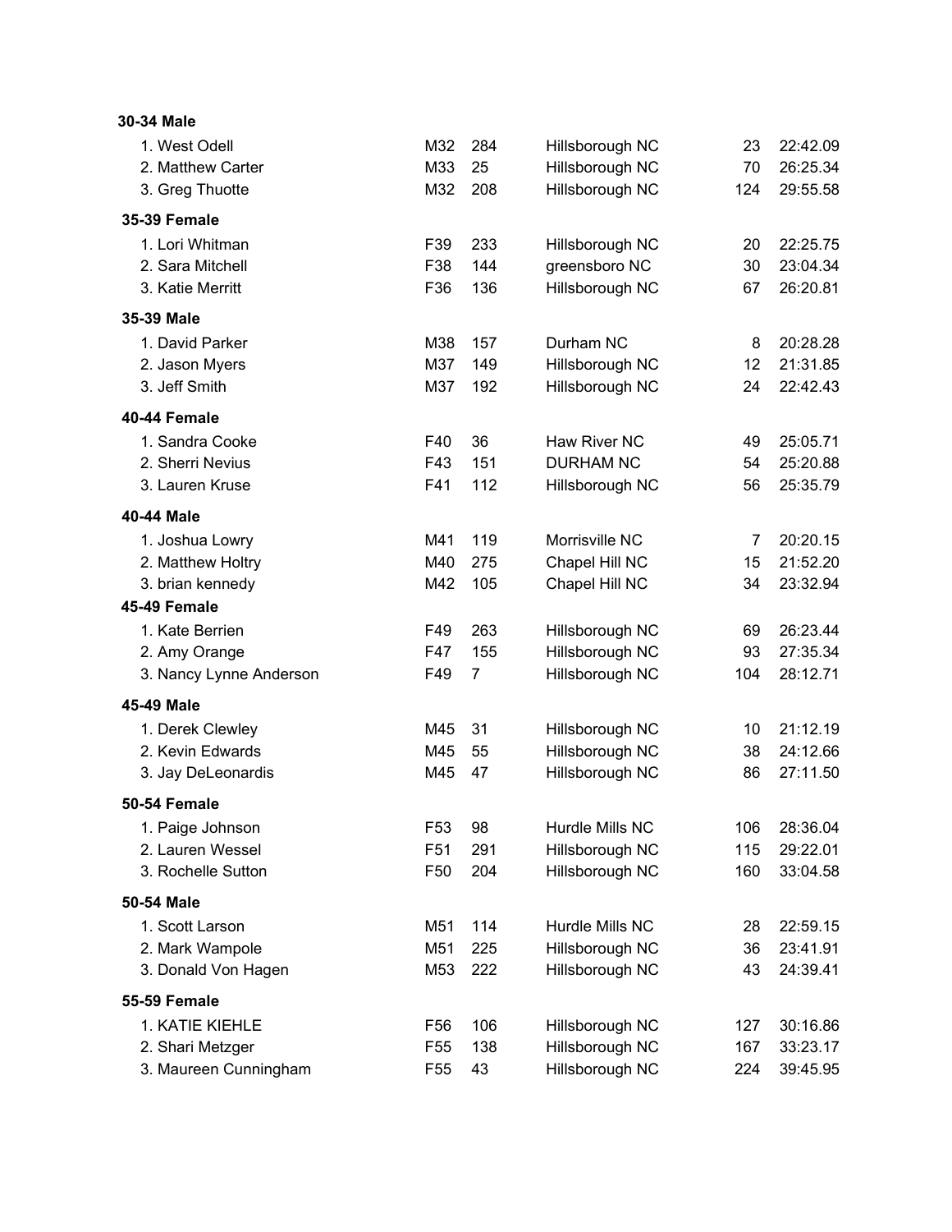### 30-34 Male

| | | | | | |
|---|---|---|---|---|---|
| 1. West Odell | M32 | 284 | Hillsborough NC | 23 | 22:42.09 |
| 2. Matthew Carter | M33 | 25 | Hillsborough NC | 70 | 26:25.34 |
| 3. Greg Thuotte | M32 | 208 | Hillsborough NC | 124 | 29:55.58 |

### 35-39 Female

| | | | | | |
|---|---|---|---|---|---|
| 1. Lori Whitman | F39 | 233 | Hillsborough NC | 20 | 22:25.75 |
| 2. Sara Mitchell | F38 | 144 | greensboro NC | 30 | 23:04.34 |
| 3. Katie Merritt | F36 | 136 | Hillsborough NC | 67 | 26:20.81 |

### 35-39 Male

| | | | | | |
|---|---|---|---|---|---|
| 1. David Parker | M38 | 157 | Durham NC | 8 | 20:28.28 |
| 2. Jason Myers | M37 | 149 | Hillsborough NC | 12 | 21:31.85 |
| 3. Jeff Smith | M37 | 192 | Hillsborough NC | 24 | 22:42.43 |

### 40-44 Female

| | | | | | |
|---|---|---|---|---|---|
| 1. Sandra Cooke | F40 | 36 | Haw River NC | 49 | 25:05.71 |
| 2. Sherri Nevius | F43 | 151 | DURHAM NC | 54 | 25:20.88 |
| 3. Lauren Kruse | F41 | 112 | Hillsborough NC | 56 | 25:35.79 |

### 40-44 Male

| | | | | | |
|---|---|---|---|---|---|
| 1. Joshua Lowry | M41 | 119 | Morrisville NC | 7 | 20:20.15 |
| 2. Matthew Holtry | M40 | 275 | Chapel Hill NC | 15 | 21:52.20 |
| 3. brian kennedy | M42 | 105 | Chapel Hill NC | 34 | 23:32.94 |

### 45-49 Female

| | | | | | |
|---|---|---|---|---|---|
| 1. Kate Berrien | F49 | 263 | Hillsborough NC | 69 | 26:23.44 |
| 2. Amy Orange | F47 | 155 | Hillsborough NC | 93 | 27:35.34 |
| 3. Nancy Lynne Anderson | F49 | 7 | Hillsborough NC | 104 | 28:12.71 |

### 45-49 Male

| | | | | | |
|---|---|---|---|---|---|
| 1. Derek Clewley | M45 | 31 | Hillsborough NC | 10 | 21:12.19 |
| 2. Kevin Edwards | M45 | 55 | Hillsborough NC | 38 | 24:12.66 |
| 3. Jay DeLeonardis | M45 | 47 | Hillsborough NC | 86 | 27:11.50 |

### 50-54 Female

| | | | | | |
|---|---|---|---|---|---|
| 1. Paige Johnson | F53 | 98 | Hurdle Mills NC | 106 | 28:36.04 |
| 2. Lauren Wessel | F51 | 291 | Hillsborough NC | 115 | 29:22.01 |
| 3. Rochelle Sutton | F50 | 204 | Hillsborough NC | 160 | 33:04.58 |

### 50-54 Male

| | | | | | |
|---|---|---|---|---|---|
| 1. Scott Larson | M51 | 114 | Hurdle Mills NC | 28 | 22:59.15 |
| 2. Mark Wampole | M51 | 225 | Hillsborough NC | 36 | 23:41.91 |
| 3. Donald Von Hagen | M53 | 222 | Hillsborough NC | 43 | 24:39.41 |

### 55-59 Female

| | | | | | |
|---|---|---|---|---|---|
| 1. KATIE KIEHLE | F56 | 106 | Hillsborough NC | 127 | 30:16.86 |
| 2. Shari Metzger | F55 | 138 | Hillsborough NC | 167 | 33:23.17 |
| 3. Maureen Cunningham | F55 | 43 | Hillsborough NC | 224 | 39:45.95 |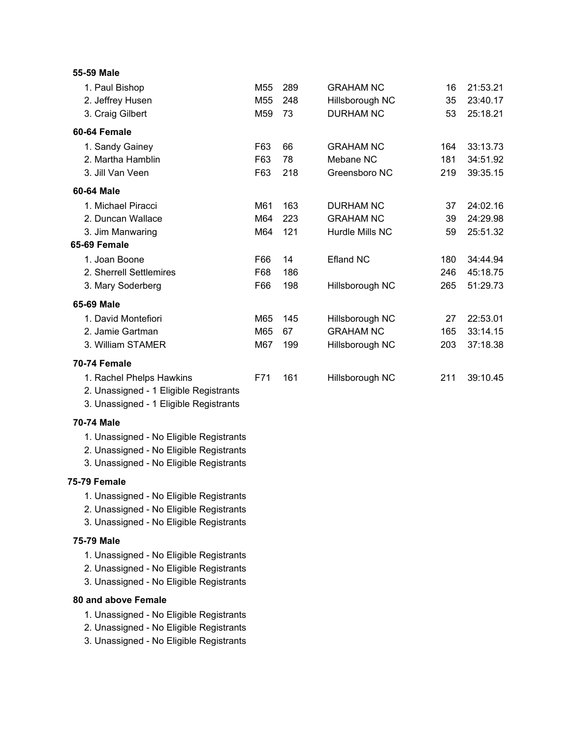**55-59 Male**

| | | | | | |
|---|---|---|---|---|---|
| 1. Paul Bishop | M55 | 289 | GRAHAM NC | 16 | 21:53.21 |
| 2. Jeffrey Husen | M55 | 248 | Hillsborough NC | 35 | 23:40.17 |
| 3. Craig Gilbert | M59 | 73 | DURHAM NC | 53 | 25:18.21 |

**60-64 Female**

| | | | | | |
|---|---|---|---|---|---|
| 1. Sandy Gainey | F63 | 66 | GRAHAM NC | 164 | 33:13.73 |
| 2. Martha Hamblin | F63 | 78 | Mebane NC | 181 | 34:51.92 |
| 3. Jill Van Veen | F63 | 218 | Greensboro NC | 219 | 39:35.15 |

**60-64 Male**

| | | | | | |
|---|---|---|---|---|---|
| 1. Michael Piracci | M61 | 163 | DURHAM NC | 37 | 24:02.16 |
| 2. Duncan Wallace | M64 | 223 | GRAHAM NC | 39 | 24:29.98 |
| 3. Jim Manwaring | M64 | 121 | Hurdle Mills NC | 59 | 25:51.32 |

**65-69 Female**

| | | | | | |
|---|---|---|---|---|---|
| 1. Joan Boone | F66 | 14 | Efland NC | 180 | 34:44.94 |
| 2. Sherrell Settlemires | F68 | 186 | | 246 | 45:18.75 |
| 3. Mary Soderberg | F66 | 198 | Hillsborough NC | 265 | 51:29.73 |

**65-69 Male**

| | | | | | |
|---|---|---|---|---|---|
| 1. David Montefiori | M65 | 145 | Hillsborough NC | 27 | 22:53.01 |
| 2. Jamie Gartman | M65 | 67 | GRAHAM NC | 165 | 33:14.15 |
| 3. William STAMER | M67 | 199 | Hillsborough NC | 203 | 37:18.38 |

**70-74 Female**

| | | | | | |
|---|---|---|---|---|---|
| 1. Rachel Phelps Hawkins | F71 | 161 | Hillsborough NC | 211 | 39:10.45 |
| 2. Unassigned - 1 Eligible Registrants | | | | | |
| 3. Unassigned - 1 Eligible Registrants | | | | | |

**70-74 Male**

1. Unassigned - No Eligible Registrants
2. Unassigned - No Eligible Registrants
3. Unassigned - No Eligible Registrants

**75-79 Female**

1. Unassigned - No Eligible Registrants
2. Unassigned - No Eligible Registrants
3. Unassigned - No Eligible Registrants

**75-79 Male**

1. Unassigned - No Eligible Registrants
2. Unassigned - No Eligible Registrants
3. Unassigned - No Eligible Registrants

**80 and above Female**

1. Unassigned - No Eligible Registrants
2. Unassigned - No Eligible Registrants
3. Unassigned - No Eligible Registrants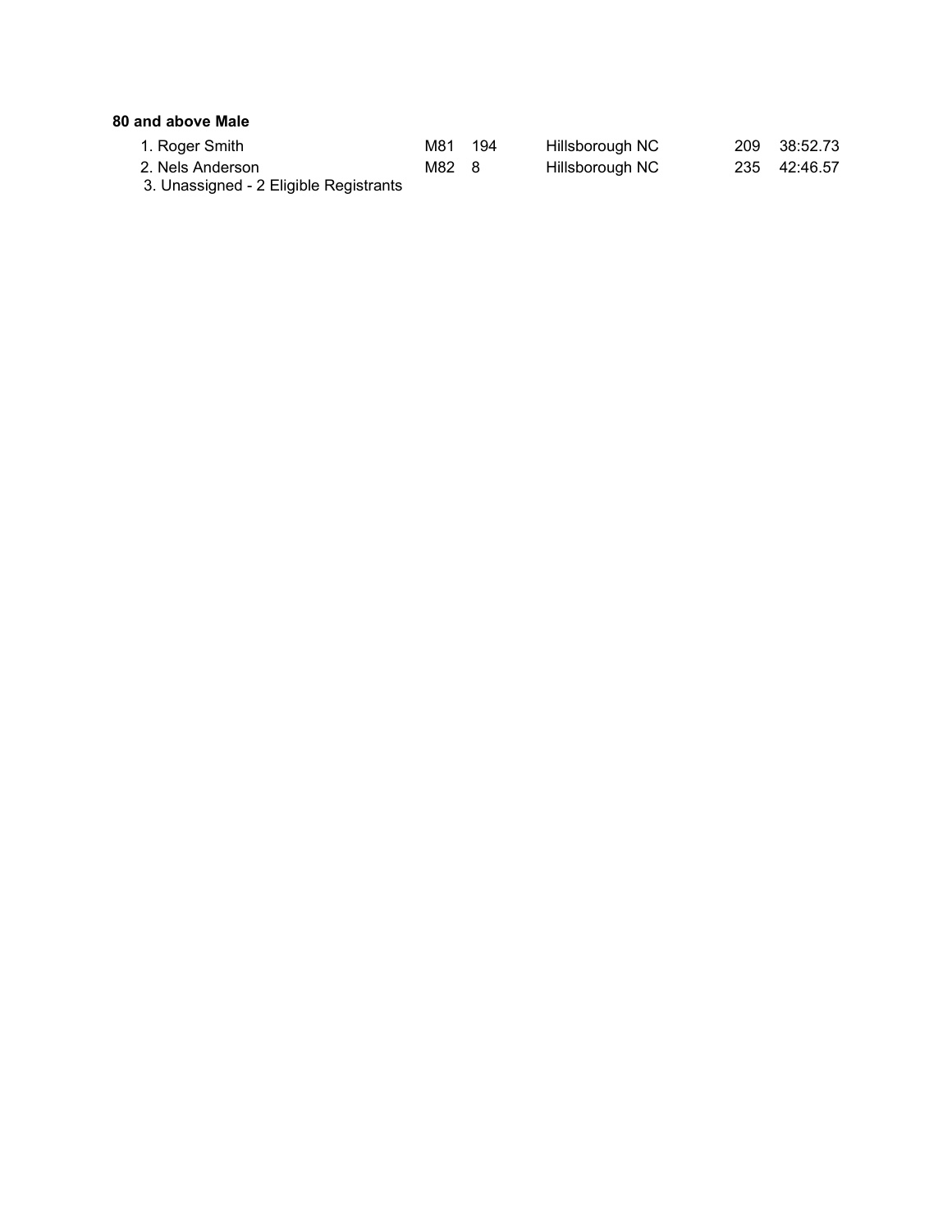**80 and above Male**

| | | | | | |
|---|---|---|---|---|---|
| 1. Roger Smith | M81 | 194 | Hillsborough NC | 209 | 38:52.73 |
| 2. Nels Anderson | M82 | 8 | Hillsborough NC | 235 | 42:46.57 |
| 3. Unassigned - 2 Eligible Registrants | | | | | |